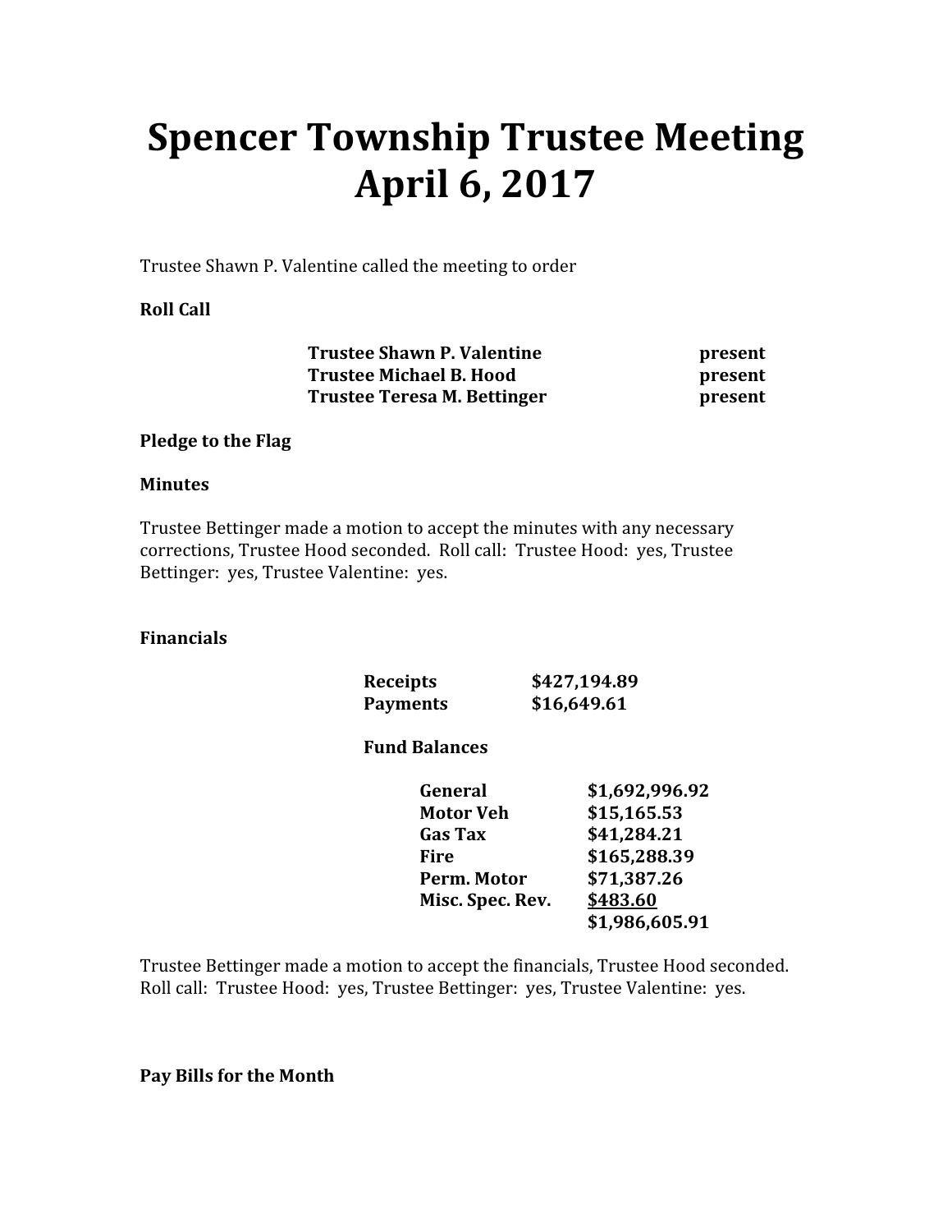# Spencer Township Trustee Meeting April 6, 2017

Trustee Shawn P. Valentine called the meeting to order

**Roll Call**

| | |
|---|---|
| **Trustee Shawn P. Valentine** | **present** |
| **Trustee Michael B. Hood** | **present** |
| **Trustee Teresa M. Bettinger** | **present** |

**Pledge to the Flag**

**Minutes**

Trustee Bettinger made a motion to accept the minutes with any necessary corrections, Trustee Hood seconded. Roll call: Trustee Hood: yes, Trustee Bettinger: yes, Trustee Valentine: yes.

**Financials**

| | |
|---|---|
| **Receipts** | **$427,194.89** |
| **Payments** | **$16,649.61** |

**Fund Balances**

| | |
|---|---|
| **General** | **$1,692,996.92** |
| **Motor Veh** | **$15,165.53** |
| **Gas Tax** | **$41,284.21** |
| **Fire** | **$165,288.39** |
| **Perm. Motor** | **$71,387.26** |
| **Misc. Spec. Rev.** | **$483.60** |
| | **$1,986,605.91** |

Trustee Bettinger made a motion to accept the financials, Trustee Hood seconded. Roll call: Trustee Hood: yes, Trustee Bettinger: yes, Trustee Valentine: yes.

**Pay Bills for the Month**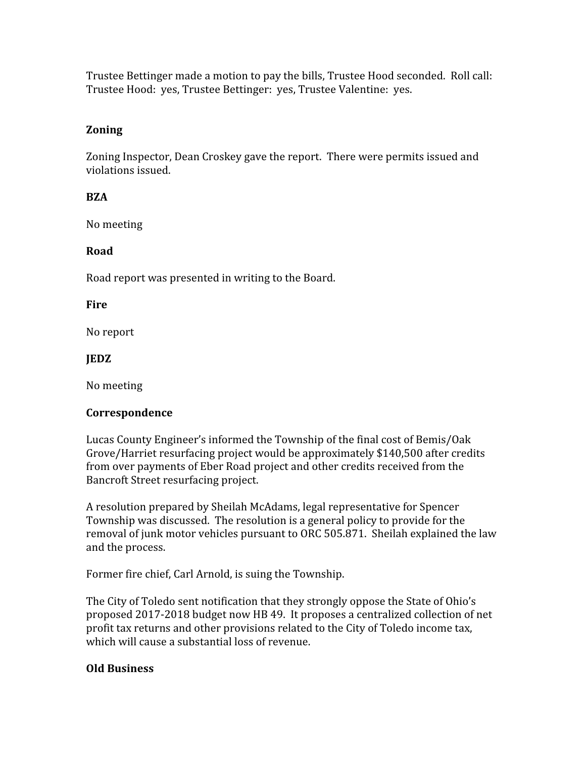Trustee Bettinger made a motion to pay the bills, Trustee Hood seconded. Roll call: Trustee Hood: yes, Trustee Bettinger: yes, Trustee Valentine: yes.

**Zoning**

Zoning Inspector, Dean Croskey gave the report. There were permits issued and violations issued.

**BZA**

No meeting

**Road**

Road report was presented in writing to the Board.

**Fire**

No report

**JEDZ**

No meeting

**Correspondence**

Lucas County Engineer's informed the Township of the final cost of Bemis/Oak Grove/Harriet resurfacing project would be approximately $140,500 after credits from over payments of Eber Road project and other credits received from the Bancroft Street resurfacing project.

A resolution prepared by Sheilah McAdams, legal representative for Spencer Township was discussed. The resolution is a general policy to provide for the removal of junk motor vehicles pursuant to ORC 505.871. Sheilah explained the law and the process.

Former fire chief, Carl Arnold, is suing the Township.

The City of Toledo sent notification that they strongly oppose the State of Ohio's proposed 2017-2018 budget now HB 49. It proposes a centralized collection of net profit tax returns and other provisions related to the City of Toledo income tax, which will cause a substantial loss of revenue.

**Old Business**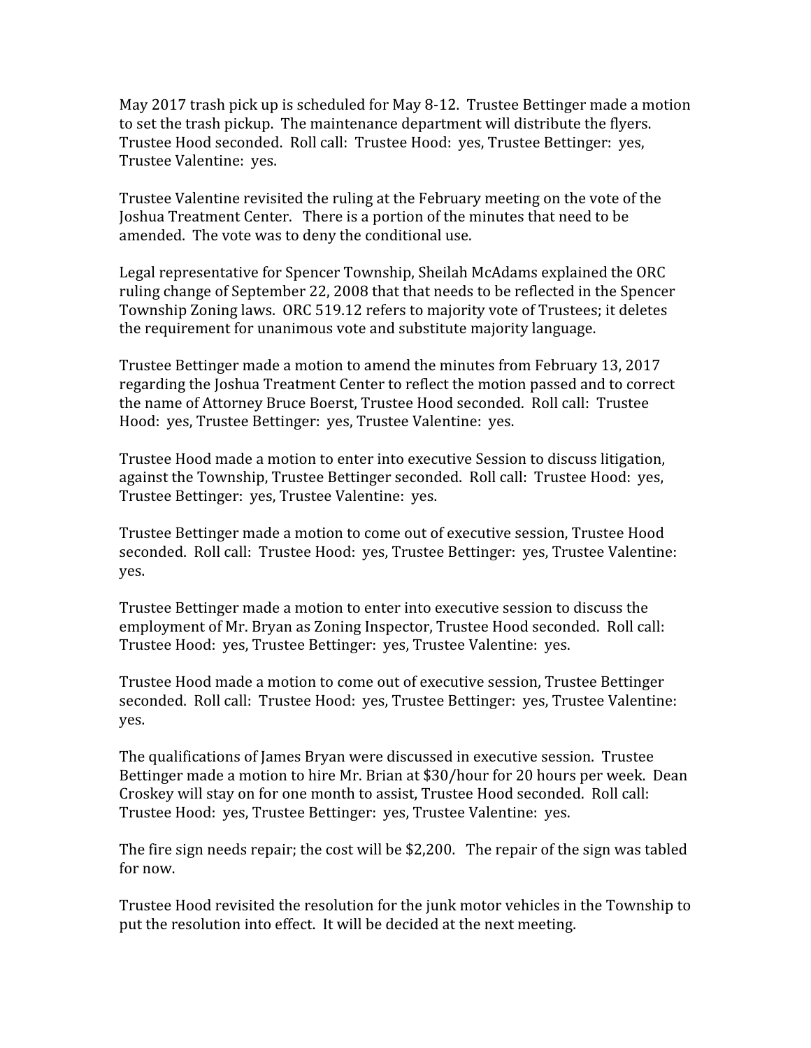May 2017 trash pick up is scheduled for May 8-12. Trustee Bettinger made a motion to set the trash pickup. The maintenance department will distribute the flyers. Trustee Hood seconded. Roll call: Trustee Hood: yes, Trustee Bettinger: yes, Trustee Valentine: yes.

Trustee Valentine revisited the ruling at the February meeting on the vote of the Joshua Treatment Center. There is a portion of the minutes that need to be amended. The vote was to deny the conditional use.

Legal representative for Spencer Township, Sheilah McAdams explained the ORC ruling change of September 22, 2008 that that needs to be reflected in the Spencer Township Zoning laws. ORC 519.12 refers to majority vote of Trustees; it deletes the requirement for unanimous vote and substitute majority language.

Trustee Bettinger made a motion to amend the minutes from February 13, 2017 regarding the Joshua Treatment Center to reflect the motion passed and to correct the name of Attorney Bruce Boerst, Trustee Hood seconded. Roll call: Trustee Hood: yes, Trustee Bettinger: yes, Trustee Valentine: yes.

Trustee Hood made a motion to enter into executive Session to discuss litigation, against the Township, Trustee Bettinger seconded. Roll call: Trustee Hood: yes, Trustee Bettinger: yes, Trustee Valentine: yes.

Trustee Bettinger made a motion to come out of executive session, Trustee Hood seconded. Roll call: Trustee Hood: yes, Trustee Bettinger: yes, Trustee Valentine: yes.

Trustee Bettinger made a motion to enter into executive session to discuss the employment of Mr. Bryan as Zoning Inspector, Trustee Hood seconded. Roll call: Trustee Hood: yes, Trustee Bettinger: yes, Trustee Valentine: yes.

Trustee Hood made a motion to come out of executive session, Trustee Bettinger seconded. Roll call: Trustee Hood: yes, Trustee Bettinger: yes, Trustee Valentine: yes.

The qualifications of James Bryan were discussed in executive session. Trustee Bettinger made a motion to hire Mr. Brian at $30/hour for 20 hours per week. Dean Croskey will stay on for one month to assist, Trustee Hood seconded. Roll call: Trustee Hood: yes, Trustee Bettinger: yes, Trustee Valentine: yes.

The fire sign needs repair; the cost will be $2,200. The repair of the sign was tabled for now.

Trustee Hood revisited the resolution for the junk motor vehicles in the Township to put the resolution into effect. It will be decided at the next meeting.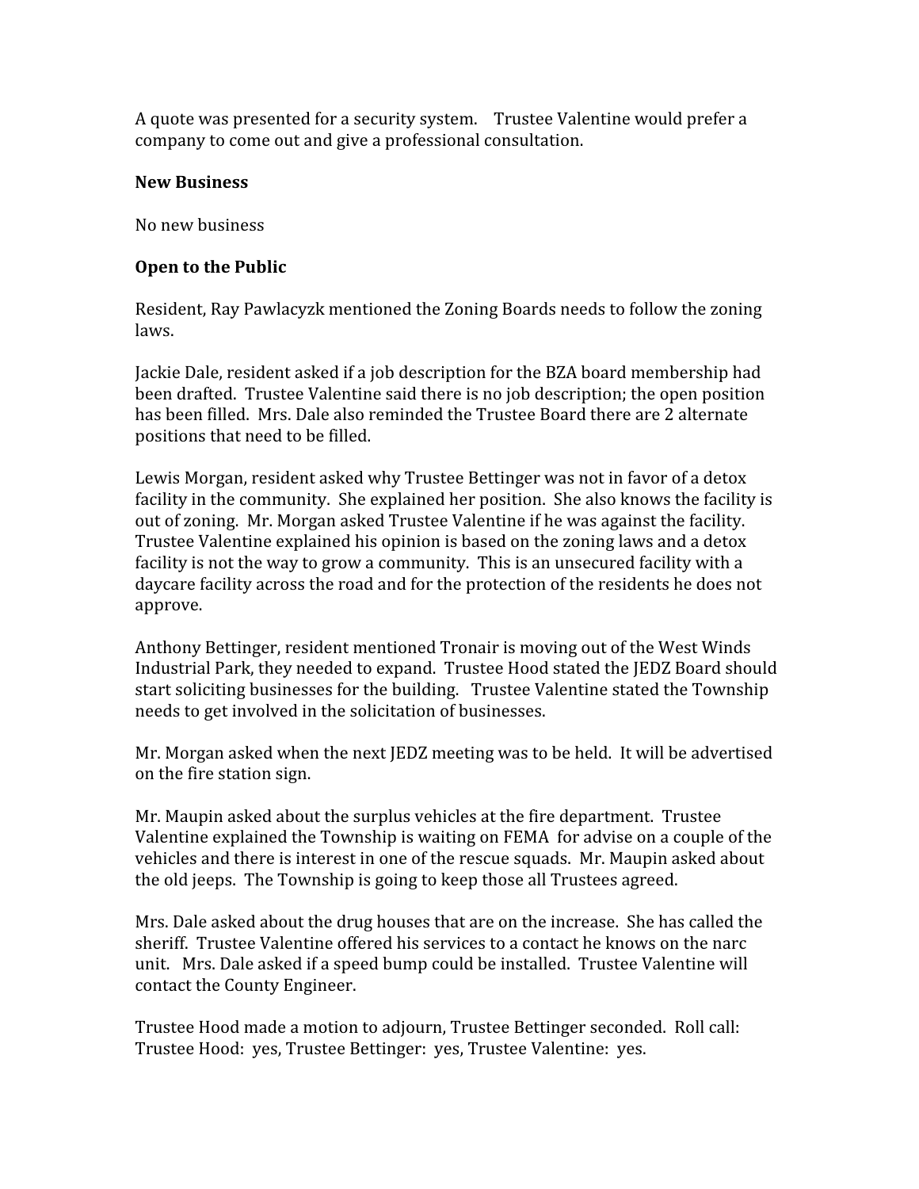A quote was presented for a security system. Trustee Valentine would prefer a company to come out and give a professional consultation.

**New Business**

No new business

**Open to the Public**

Resident, Ray Pawlacyzk mentioned the Zoning Boards needs to follow the zoning laws.

Jackie Dale, resident asked if a job description for the BZA board membership had been drafted. Trustee Valentine said there is no job description; the open position has been filled. Mrs. Dale also reminded the Trustee Board there are 2 alternate positions that need to be filled.

Lewis Morgan, resident asked why Trustee Bettinger was not in favor of a detox facility in the community. She explained her position. She also knows the facility is out of zoning. Mr. Morgan asked Trustee Valentine if he was against the facility. Trustee Valentine explained his opinion is based on the zoning laws and a detox facility is not the way to grow a community. This is an unsecured facility with a daycare facility across the road and for the protection of the residents he does not approve.

Anthony Bettinger, resident mentioned Tronair is moving out of the West Winds Industrial Park, they needed to expand. Trustee Hood stated the JEDZ Board should start soliciting businesses for the building. Trustee Valentine stated the Township needs to get involved in the solicitation of businesses.

Mr. Morgan asked when the next JEDZ meeting was to be held. It will be advertised on the fire station sign.

Mr. Maupin asked about the surplus vehicles at the fire department. Trustee Valentine explained the Township is waiting on FEMA for advise on a couple of the vehicles and there is interest in one of the rescue squads. Mr. Maupin asked about the old jeeps. The Township is going to keep those all Trustees agreed.

Mrs. Dale asked about the drug houses that are on the increase. She has called the sheriff. Trustee Valentine offered his services to a contact he knows on the narc unit. Mrs. Dale asked if a speed bump could be installed. Trustee Valentine will contact the County Engineer.

Trustee Hood made a motion to adjourn, Trustee Bettinger seconded. Roll call: Trustee Hood: yes, Trustee Bettinger: yes, Trustee Valentine: yes.